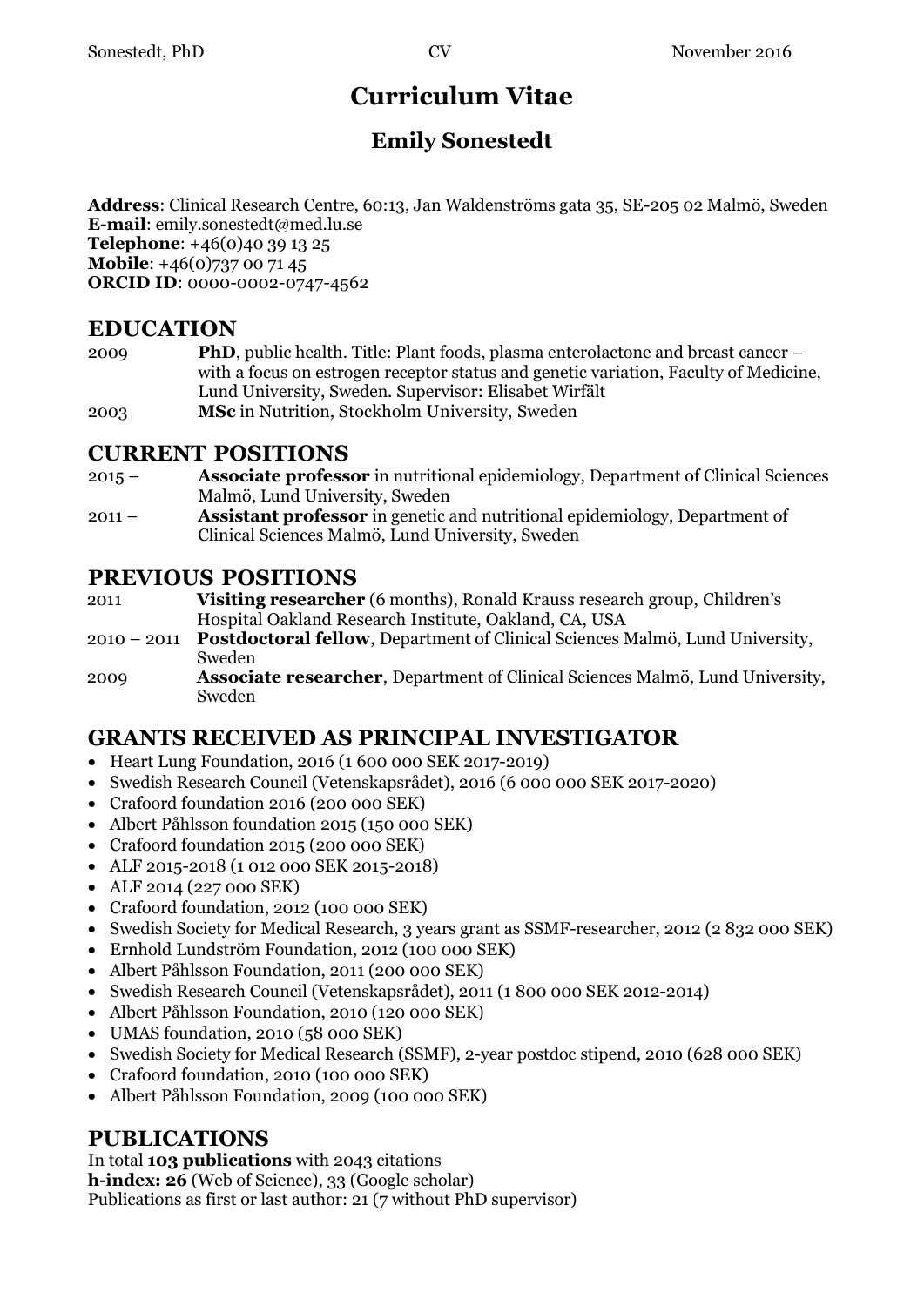# Curriculum Vitae

## Emily Sonestedt

**Address**: Clinical Research Centre, 60:13, Jan Waldenströms gata 35, SE-205 02 Malmö, Sweden
**E-mail**: emily.sonestedt@med.lu.se
**Telephone**: +46(0)40 39 13 25
**Mobile**: +46(0)737 00 71 45
**ORCID ID**: 0000-0002-0747-4562

## EDUCATION

2009 **PhD**, public health. Title: Plant foods, plasma enterolactone and breast cancer – with a focus on estrogen receptor status and genetic variation, Faculty of Medicine, Lund University, Sweden. Supervisor: Elisabet Wirfält

2003 **MSc** in Nutrition, Stockholm University, Sweden

## CURRENT POSITIONS

2015 – **Associate professor** in nutritional epidemiology, Department of Clinical Sciences Malmö, Lund University, Sweden

2011 – **Assistant professor** in genetic and nutritional epidemiology, Department of Clinical Sciences Malmö, Lund University, Sweden

## PREVIOUS POSITIONS

2011 **Visiting researcher** (6 months), Ronald Krauss research group, Children's Hospital Oakland Research Institute, Oakland, CA, USA

2010 – 2011 **Postdoctoral fellow**, Department of Clinical Sciences Malmö, Lund University, Sweden

2009 **Associate researcher**, Department of Clinical Sciences Malmö, Lund University, Sweden

## GRANTS RECEIVED AS PRINCIPAL INVESTIGATOR

- Heart Lung Foundation, 2016 (1 600 000 SEK 2017-2019)
- Swedish Research Council (Vetenskapsrådet), 2016 (6 000 000 SEK 2017-2020)
- Crafoord foundation 2016 (200 000 SEK)
- Albert Påhlsson foundation 2015 (150 000 SEK)
- Crafoord foundation 2015 (200 000 SEK)
- ALF 2015-2018 (1 012 000 SEK 2015-2018)
- ALF 2014 (227 000 SEK)
- Crafoord foundation, 2012 (100 000 SEK)
- Swedish Society for Medical Research, 3 years grant as SSMF-researcher, 2012 (2 832 000 SEK)
- Ernhold Lundström Foundation, 2012 (100 000 SEK)
- Albert Påhlsson Foundation, 2011 (200 000 SEK)
- Swedish Research Council (Vetenskapsrådet), 2011 (1 800 000 SEK 2012-2014)
- Albert Påhlsson Foundation, 2010 (120 000 SEK)
- UMAS foundation, 2010 (58 000 SEK)
- Swedish Society for Medical Research (SSMF), 2-year postdoc stipend, 2010 (628 000 SEK)
- Crafoord foundation, 2010 (100 000 SEK)
- Albert Påhlsson Foundation, 2009 (100 000 SEK)

## PUBLICATIONS

In total **103 publications** with 2043 citations
**h-index: 26** (Web of Science), 33 (Google scholar)
Publications as first or last author: 21 (7 without PhD supervisor)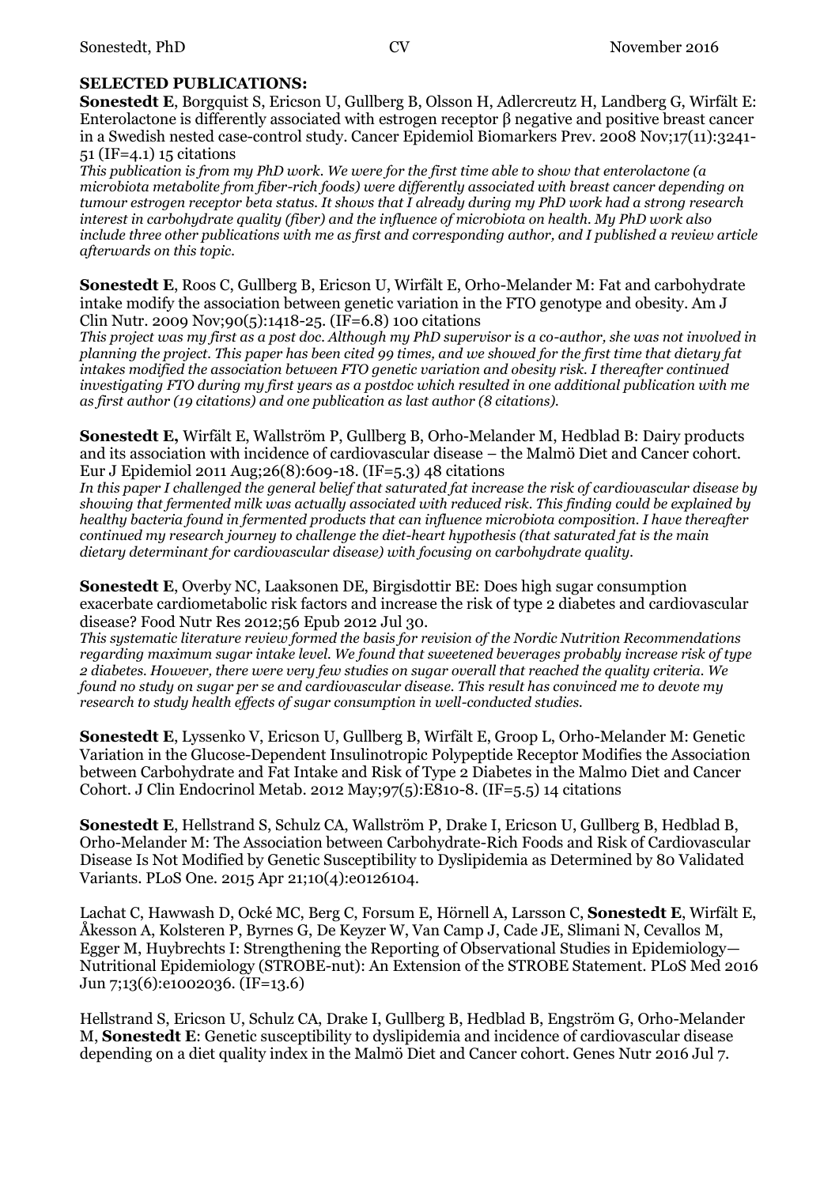**SELECTED PUBLICATIONS:**

**Sonestedt E**, Borgquist S, Ericson U, Gullberg B, Olsson H, Adlercreutz H, Landberg G, Wirfält E: Enterolactone is differently associated with estrogen receptor β negative and positive breast cancer in a Swedish nested case-control study. Cancer Epidemiol Biomarkers Prev. 2008 Nov;17(11):3241-51 (IF=4.1) 15 citations

*This publication is from my PhD work. We were for the first time able to show that enterolactone (a microbiota metabolite from fiber-rich foods) were differently associated with breast cancer depending on tumour estrogen receptor beta status. It shows that I already during my PhD work had a strong research interest in carbohydrate quality (fiber) and the influence of microbiota on health. My PhD work also include three other publications with me as first and corresponding author, and I published a review article afterwards on this topic.*

**Sonestedt E**, Roos C, Gullberg B, Ericson U, Wirfält E, Orho-Melander M: Fat and carbohydrate intake modify the association between genetic variation in the FTO genotype and obesity. Am J Clin Nutr. 2009 Nov;90(5):1418-25. (IF=6.8) 100 citations

*This project was my first as a post doc. Although my PhD supervisor is a co-author, she was not involved in planning the project. This paper has been cited 99 times, and we showed for the first time that dietary fat intakes modified the association between FTO genetic variation and obesity risk. I thereafter continued investigating FTO during my first years as a postdoc which resulted in one additional publication with me as first author (19 citations) and one publication as last author (8 citations).*

**Sonestedt E,** Wirfält E, Wallström P, Gullberg B, Orho-Melander M, Hedblad B: Dairy products and its association with incidence of cardiovascular disease – the Malmö Diet and Cancer cohort. Eur J Epidemiol 2011 Aug;26(8):609-18. (IF=5.3) 48 citations

*In this paper I challenged the general belief that saturated fat increase the risk of cardiovascular disease by showing that fermented milk was actually associated with reduced risk. This finding could be explained by healthy bacteria found in fermented products that can influence microbiota composition. I have thereafter continued my research journey to challenge the diet-heart hypothesis (that saturated fat is the main dietary determinant for cardiovascular disease) with focusing on carbohydrate quality.*

**Sonestedt E**, Overby NC, Laaksonen DE, Birgisdottir BE: Does high sugar consumption exacerbate cardiometabolic risk factors and increase the risk of type 2 diabetes and cardiovascular disease? Food Nutr Res 2012;56 Epub 2012 Jul 30.

*This systematic literature review formed the basis for revision of the Nordic Nutrition Recommendations regarding maximum sugar intake level. We found that sweetened beverages probably increase risk of type 2 diabetes. However, there were very few studies on sugar overall that reached the quality criteria. We found no study on sugar per se and cardiovascular disease. This result has convinced me to devote my research to study health effects of sugar consumption in well-conducted studies.*

**Sonestedt E**, Lyssenko V, Ericson U, Gullberg B, Wirfält E, Groop L, Orho-Melander M: Genetic Variation in the Glucose-Dependent Insulinotropic Polypeptide Receptor Modifies the Association between Carbohydrate and Fat Intake and Risk of Type 2 Diabetes in the Malmo Diet and Cancer Cohort. J Clin Endocrinol Metab. 2012 May;97(5):E810-8. (IF=5.5) 14 citations

**Sonestedt E**, Hellstrand S, Schulz CA, Wallström P, Drake I, Ericson U, Gullberg B, Hedblad B, Orho-Melander M: The Association between Carbohydrate-Rich Foods and Risk of Cardiovascular Disease Is Not Modified by Genetic Susceptibility to Dyslipidemia as Determined by 80 Validated Variants. PLoS One. 2015 Apr 21;10(4):e0126104.

Lachat C, Hawwash D, Ocké MC, Berg C, Forsum E, Hörnell A, Larsson C, **Sonestedt E**, Wirfält E, Åkesson A, Kolsteren P, Byrnes G, De Keyzer W, Van Camp J, Cade JE, Slimani N, Cevallos M, Egger M, Huybrechts I: Strengthening the Reporting of Observational Studies in Epidemiology—Nutritional Epidemiology (STROBE-nut): An Extension of the STROBE Statement. PLoS Med 2016 Jun 7;13(6):e1002036. (IF=13.6)

Hellstrand S, Ericson U, Schulz CA, Drake I, Gullberg B, Hedblad B, Engström G, Orho-Melander M, **Sonestedt E**: Genetic susceptibility to dyslipidemia and incidence of cardiovascular disease depending on a diet quality index in the Malmö Diet and Cancer cohort. Genes Nutr 2016 Jul 7.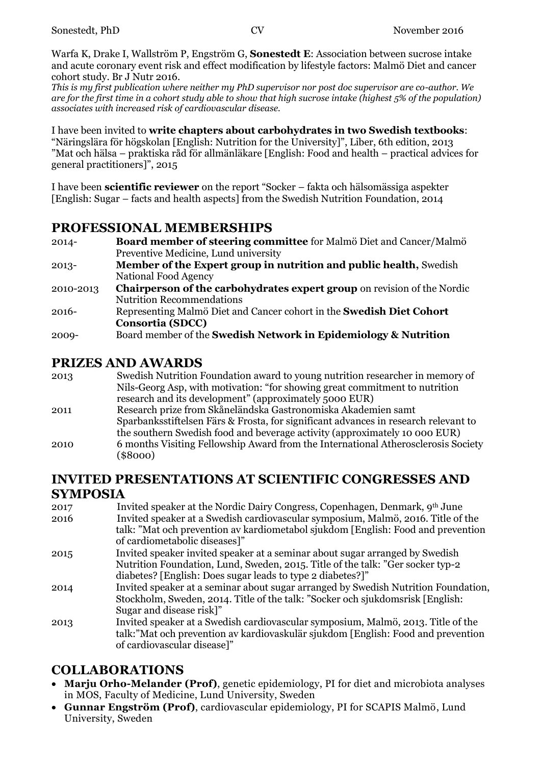Warfa K, Drake I, Wallström P, Engström G, **Sonestedt E**: Association between sucrose intake and acute coronary event risk and effect modification by lifestyle factors: Malmö Diet and cancer cohort study. Br J Nutr 2016.
*This is my first publication where neither my PhD supervisor nor post doc supervisor are co-author. We are for the first time in a cohort study able to show that high sucrose intake (highest 5% of the population) associates with increased risk of cardiovascular disease.*

I have been invited to **write chapters about carbohydrates in two Swedish textbooks**:
"Näringslära för högskolan [English: Nutrition for the University]", Liber, 6th edition, 2013
"Mat och hälsa – praktiska råd för allmänläkare [English: Food and health – practical advices for general practitioners]", 2015

I have been **scientific reviewer** on the report "Socker – fakta och hälsomässiga aspekter [English: Sugar – facts and health aspects] from the Swedish Nutrition Foundation, 2014

## PROFESSIONAL MEMBERSHIPS

| | |
|---|---|
| 2014- | **Board member of steering committee** for Malmö Diet and Cancer/Malmö Preventive Medicine, Lund university |
| 2013- | **Member of the Expert group in nutrition and public health,** Swedish National Food Agency |
| 2010-2013 | **Chairperson of the carbohydrates expert group** on revision of the Nordic Nutrition Recommendations |
| 2016- | Representing Malmö Diet and Cancer cohort in the **Swedish Diet Cohort Consortia (SDCC)** |
| 2009- | Board member of the **Swedish Network in Epidemiology & Nutrition** |

## PRIZES AND AWARDS

| | |
|---|---|
| 2013 | Swedish Nutrition Foundation award to young nutrition researcher in memory of Nils-Georg Asp, with motivation: "for showing great commitment to nutrition research and its development" (approximately 5000 EUR) |
| 2011 | Research prize from Skåneländska Gastronomiska Akademien samt Sparbanksstiftelsen Färs & Frosta, for significant advances in research relevant to the southern Swedish food and beverage activity (approximately 10 000 EUR) |
| 2010 | 6 months Visiting Fellowship Award from the International Atherosclerosis Society ($8000) |

## INVITED PRESENTATIONS AT SCIENTIFIC CONGRESSES AND SYMPOSIA

| | |
|---|---|
| 2017 | Invited speaker at the Nordic Dairy Congress, Copenhagen, Denmark, 9th June |
| 2016 | Invited speaker at a Swedish cardiovascular symposium, Malmö, 2016. Title of the talk: "Mat och prevention av kardiometabol sjukdom [English: Food and prevention of cardiometabolic diseases]" |
| 2015 | Invited speaker invited speaker at a seminar about sugar arranged by Swedish Nutrition Foundation, Lund, Sweden, 2015. Title of the talk: "Ger socker typ-2 diabetes? [English: Does sugar leads to type 2 diabetes?]" |
| 2014 | Invited speaker at a seminar about sugar arranged by Swedish Nutrition Foundation, Stockholm, Sweden, 2014. Title of the talk: "Socker och sjukdomsrisk [English: Sugar and disease risk]" |
| 2013 | Invited speaker at a Swedish cardiovascular symposium, Malmö, 2013. Title of the talk:"Mat och prevention av kardiovaskulär sjukdom [English: Food and prevention of cardiovascular disease]" |

## COLLABORATIONS

- **Marju Orho-Melander (Prof)**, genetic epidemiology, PI for diet and microbiota analyses in MOS, Faculty of Medicine, Lund University, Sweden
- **Gunnar Engström (Prof)**, cardiovascular epidemiology, PI for SCAPIS Malmö, Lund University, Sweden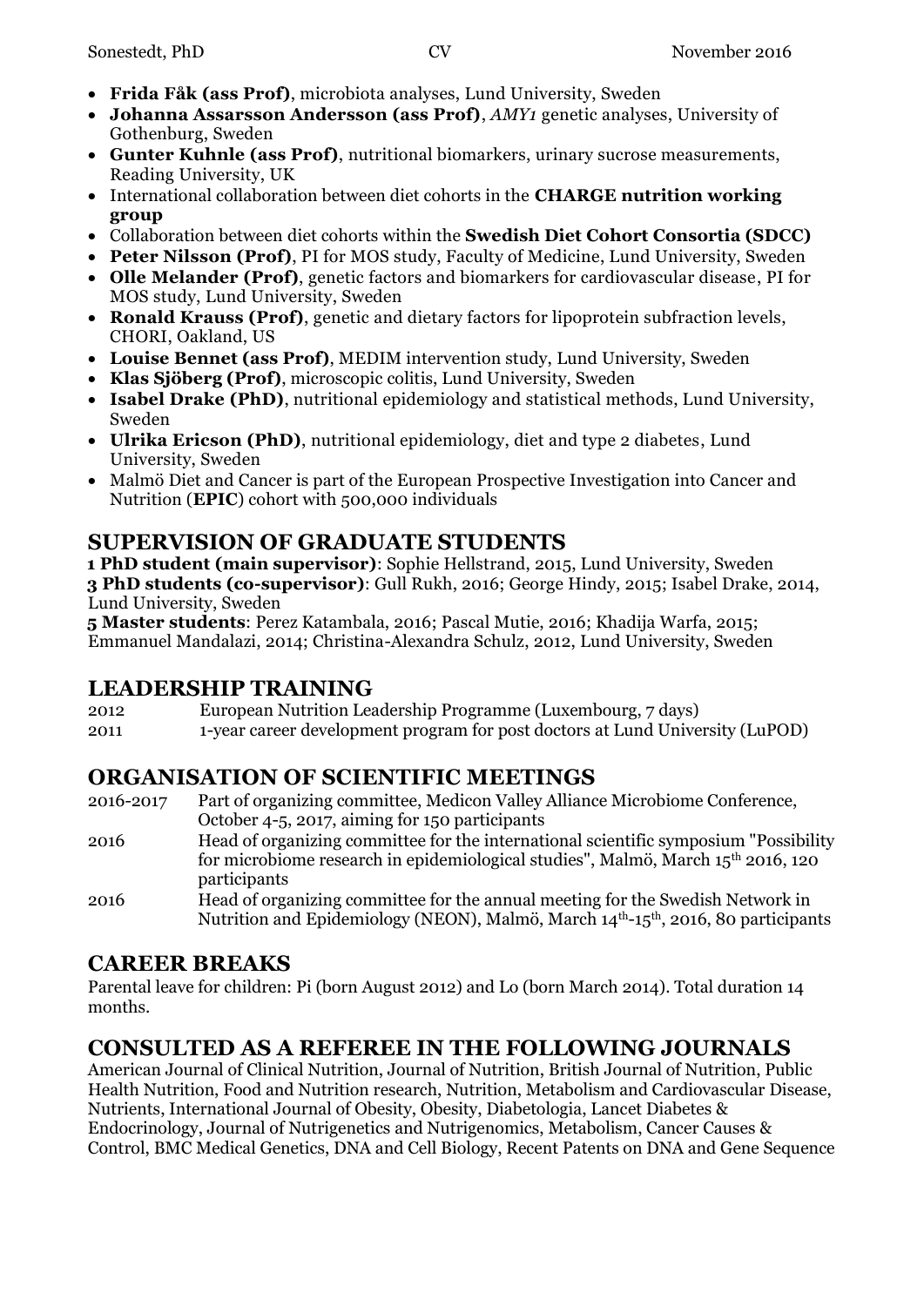- **Frida Fåk (ass Prof)**, microbiota analyses, Lund University, Sweden
- **Johanna Assarsson Andersson (ass Prof)**, *AMY1* genetic analyses, University of Gothenburg, Sweden
- **Gunter Kuhnle (ass Prof)**, nutritional biomarkers, urinary sucrose measurements, Reading University, UK
- International collaboration between diet cohorts in the **CHARGE nutrition working group**
- Collaboration between diet cohorts within the **Swedish Diet Cohort Consortia (SDCC)**
- **Peter Nilsson (Prof)**, PI for MOS study, Faculty of Medicine, Lund University, Sweden
- **Olle Melander (Prof)**, genetic factors and biomarkers for cardiovascular disease, PI for MOS study, Lund University, Sweden
- **Ronald Krauss (Prof)**, genetic and dietary factors for lipoprotein subfraction levels, CHORI, Oakland, US
- **Louise Bennet (ass Prof)**, MEDIM intervention study, Lund University, Sweden
- **Klas Sjöberg (Prof)**, microscopic colitis, Lund University, Sweden
- **Isabel Drake (PhD)**, nutritional epidemiology and statistical methods, Lund University, Sweden
- **Ulrika Ericson (PhD)**, nutritional epidemiology, diet and type 2 diabetes, Lund University, Sweden
- Malmö Diet and Cancer is part of the European Prospective Investigation into Cancer and Nutrition (**EPIC**) cohort with 500,000 individuals

## SUPERVISION OF GRADUATE STUDENTS

**1 PhD student (main supervisor)**: Sophie Hellstrand, 2015, Lund University, Sweden
**3 PhD students (co-supervisor)**: Gull Rukh, 2016; George Hindy, 2015; Isabel Drake, 2014, Lund University, Sweden
**5 Master students**: Perez Katambala, 2016; Pascal Mutie, 2016; Khadija Warfa, 2015; Emmanuel Mandalazi, 2014; Christina-Alexandra Schulz, 2012, Lund University, Sweden

## LEADERSHIP TRAINING

2012 European Nutrition Leadership Programme (Luxembourg, 7 days)
2011 1-year career development program for post doctors at Lund University (LuPOD)

## ORGANISATION OF SCIENTIFIC MEETINGS

2016-2017 Part of organizing committee, Medicon Valley Alliance Microbiome Conference, October 4-5, 2017, aiming for 150 participants
2016 Head of organizing committee for the international scientific symposium "Possibility for microbiome research in epidemiological studies", Malmö, March 15th 2016, 120 participants
2016 Head of organizing committee for the annual meeting for the Swedish Network in Nutrition and Epidemiology (NEON), Malmö, March 14th-15th, 2016, 80 participants

## CAREER BREAKS

Parental leave for children: Pi (born August 2012) and Lo (born March 2014). Total duration 14 months.

## CONSULTED AS A REFEREE IN THE FOLLOWING JOURNALS

American Journal of Clinical Nutrition, Journal of Nutrition, British Journal of Nutrition, Public Health Nutrition, Food and Nutrition research, Nutrition, Metabolism and Cardiovascular Disease, Nutrients, International Journal of Obesity, Obesity, Diabetologia, Lancet Diabetes & Endocrinology, Journal of Nutrigenetics and Nutrigenomics, Metabolism, Cancer Causes & Control, BMC Medical Genetics, DNA and Cell Biology, Recent Patents on DNA and Gene Sequence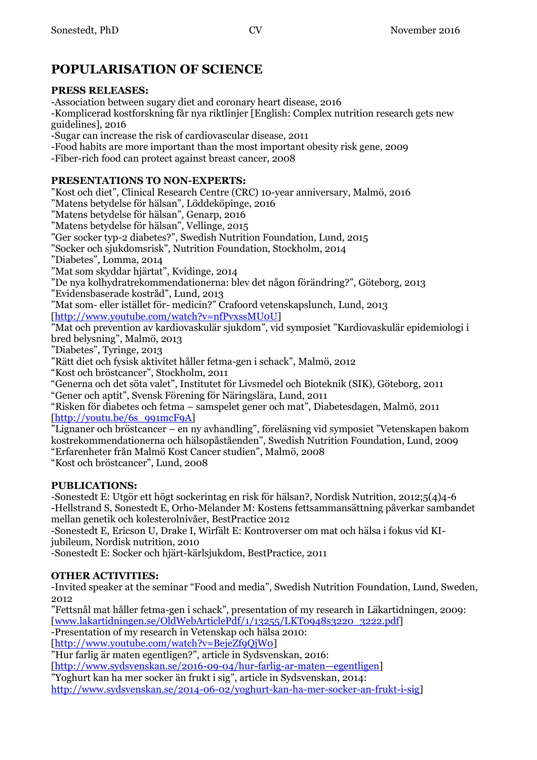# POPULARISATION OF SCIENCE

**PRESS RELEASES:**

-Association between sugary diet and coronary heart disease, 2016
-Komplicerad kostforskning får nya riktlinjer [English: Complex nutrition research gets new guidelines], 2016
-Sugar can increase the risk of cardiovascular disease, 2011
-Food habits are more important than the most important obesity risk gene, 2009
-Fiber-rich food can protect against breast cancer, 2008

**PRESENTATIONS TO NON-EXPERTS:**

"Kost och diet", Clinical Research Centre (CRC) 10-year anniversary, Malmö, 2016
"Matens betydelse för hälsan", Löddeköpinge, 2016
"Matens betydelse för hälsan", Genarp, 2016
"Matens betydelse för hälsan", Vellinge, 2015
"Ger socker typ-2 diabetes?", Swedish Nutrition Foundation, Lund, 2015
"Socker och sjukdomsrisk", Nutrition Foundation, Stockholm, 2014
"Diabetes", Lomma, 2014
"Mat som skyddar hjärtat", Kvidinge, 2014
"De nya kolhydratrekommendationerna: blev det någon förändring?", Göteborg, 2013
"Evidensbaserade kostråd", Lund, 2013
"Mat som- eller istället för- medicin?" Crafoord vetenskapslunch, Lund, 2013 [http://www.youtube.com/watch?v=nfPvxssMU0U]
"Mat och prevention av kardiovaskulär sjukdom", vid symposiet "Kardiovaskulär epidemiologi i bred belysning", Malmö, 2013
"Diabetes", Tyringe, 2013
"Rätt diet och fysisk aktivitet håller fetma-gen i schack", Malmö, 2012
"Kost och bröstcancer", Stockholm, 2011
"Generna och det söta valet", Institutet för Livsmedel och Bioteknik (SIK), Göteborg, 2011
"Gener och aptit", Svensk Förening för Näringslära, Lund, 2011
"Risken för diabetes och fetma – samspelet gener och mat", Diabetesdagen, Malmö, 2011 [http://youtu.be/6s_991mcF9A]
"Lignaner och bröstcancer – en ny avhandling", föreläsning vid symposiet "Vetenskapen bakom kostrekommendationerna och hälsopåståenden", Swedish Nutrition Foundation, Lund, 2009
"Erfarenheter från Malmö Kost Cancer studien", Malmö, 2008
"Kost och bröstcancer", Lund, 2008

**PUBLICATIONS:**

-Sonestedt E: Utgör ett högt sockerintag en risk för hälsan?, Nordisk Nutrition, 2012;5(4)4-6
-Hellstrand S, Sonestedt E, Orho-Melander M: Kostens fettsammansättning påverkar sambandet mellan genetik och kolesterolnivåer, BestPractice 2012
-Sonestedt E, Ericson U, Drake I, Wirfält E: Kontroverser om mat och hälsa i fokus vid KI-jubileum, Nordisk nutrition, 2010
-Sonestedt E: Socker och hjärt-kärlsjukdom, BestPractice, 2011

**OTHER ACTIVITIES:**

-Invited speaker at the seminar "Food and media", Swedish Nutrition Foundation, Lund, Sweden, 2012
"Fettsnål mat håller fetma-gen i schack", presentation of my research in Läkartidningen, 2009: [www.lakartidningen.se/OldWebArticlePdf/1/13255/LKT0948s3220_3222.pdf]
-Presentation of my research in Vetenskap och hälsa 2010: [http://www.youtube.com/watch?v=BejeZf9QjW0]
"Hur farlig är maten egentligen?", article in Sydsvenskan, 2016: [http://www.sydsvenskan.se/2016-09-04/hur-farlig-ar-maten—egentligen]
"Yoghurt kan ha mer socker än frukt i sig", article in Sydsvenskan, 2014: http://www.sydsvenskan.se/2014-06-02/yoghurt-kan-ha-mer-socker-an-frukt-i-sig]